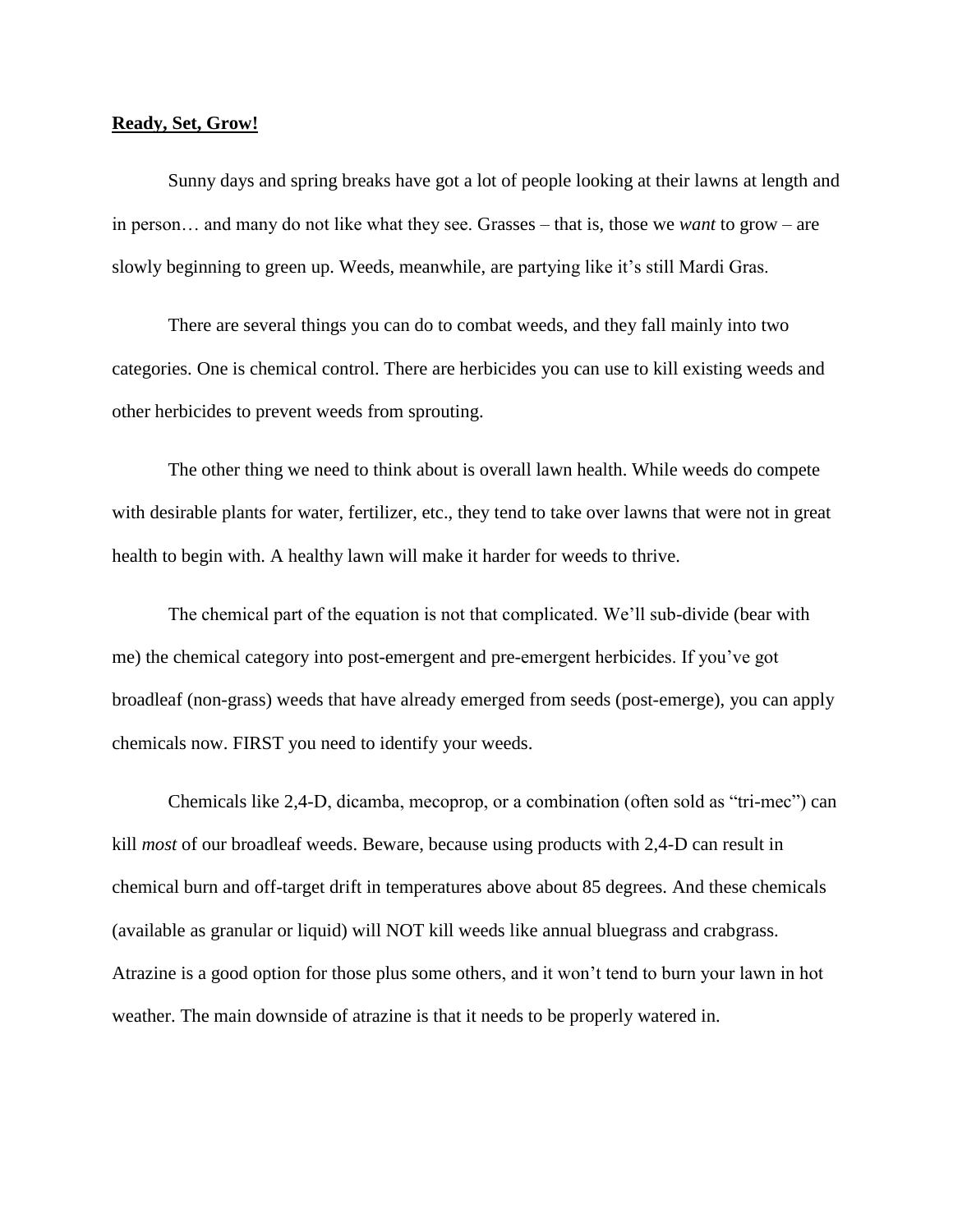**Ready, Set, Grow!**

Sunny days and spring breaks have got a lot of people looking at their lawns at length and in person… and many do not like what they see. Grasses – that is, those we *want* to grow – are slowly beginning to green up. Weeds, meanwhile, are partying like it's still Mardi Gras.

There are several things you can do to combat weeds, and they fall mainly into two categories. One is chemical control. There are herbicides you can use to kill existing weeds and other herbicides to prevent weeds from sprouting.

The other thing we need to think about is overall lawn health. While weeds do compete with desirable plants for water, fertilizer, etc., they tend to take over lawns that were not in great health to begin with. A healthy lawn will make it harder for weeds to thrive.

The chemical part of the equation is not that complicated. We'll sub-divide (bear with me) the chemical category into post-emergent and pre-emergent herbicides. If you've got broadleaf (non-grass) weeds that have already emerged from seeds (post-emerge), you can apply chemicals now. FIRST you need to identify your weeds.

Chemicals like 2,4-D, dicamba, mecoprop, or a combination (often sold as "tri-mec") can kill *most* of our broadleaf weeds. Beware, because using products with 2,4-D can result in chemical burn and off-target drift in temperatures above about 85 degrees. And these chemicals (available as granular or liquid) will NOT kill weeds like annual bluegrass and crabgrass. Atrazine is a good option for those plus some others, and it won't tend to burn your lawn in hot weather. The main downside of atrazine is that it needs to be properly watered in.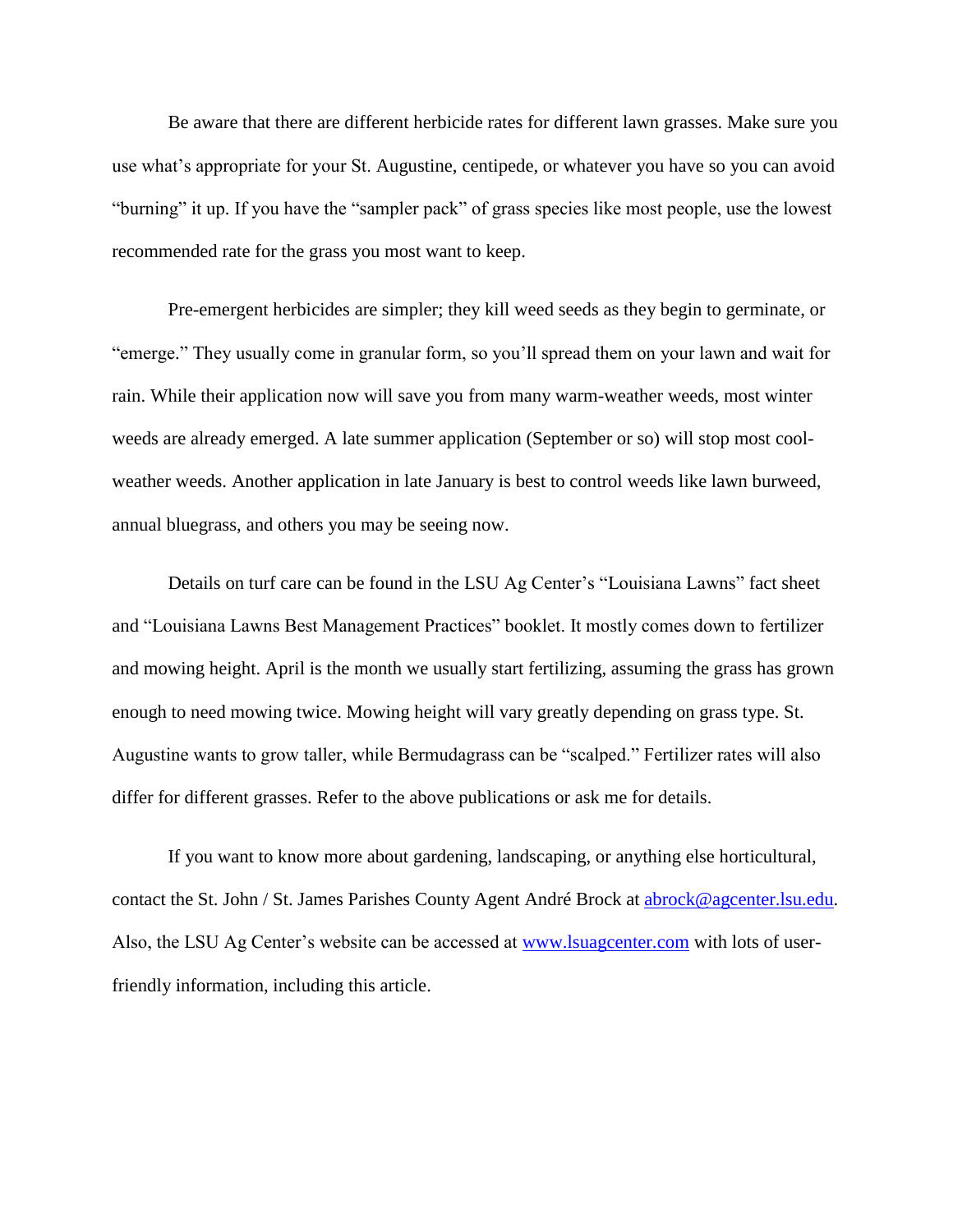Be aware that there are different herbicide rates for different lawn grasses. Make sure you use what's appropriate for your St. Augustine, centipede, or whatever you have so you can avoid "burning" it up. If you have the "sampler pack" of grass species like most people, use the lowest recommended rate for the grass you most want to keep.

Pre-emergent herbicides are simpler; they kill weed seeds as they begin to germinate, or "emerge." They usually come in granular form, so you'll spread them on your lawn and wait for rain. While their application now will save you from many warm-weather weeds, most winter weeds are already emerged. A late summer application (September or so) will stop most cool-weather weeds. Another application in late January is best to control weeds like lawn burweed, annual bluegrass, and others you may be seeing now.

Details on turf care can be found in the LSU Ag Center's "Louisiana Lawns" fact sheet and "Louisiana Lawns Best Management Practices" booklet. It mostly comes down to fertilizer and mowing height. April is the month we usually start fertilizing, assuming the grass has grown enough to need mowing twice. Mowing height will vary greatly depending on grass type. St. Augustine wants to grow taller, while Bermudagrass can be "scalped." Fertilizer rates will also differ for different grasses. Refer to the above publications or ask me for details.

If you want to know more about gardening, landscaping, or anything else horticultural, contact the St. John / St. James Parishes County Agent André Brock at [abrock@agcenter.lsu.edu](mailto:abrock@agcenter.lsu.edu). Also, the LSU Ag Center's website can be accessed at [www.lsuagcenter.com](http://www.lsuagcenter.com) with lots of user-friendly information, including this article.